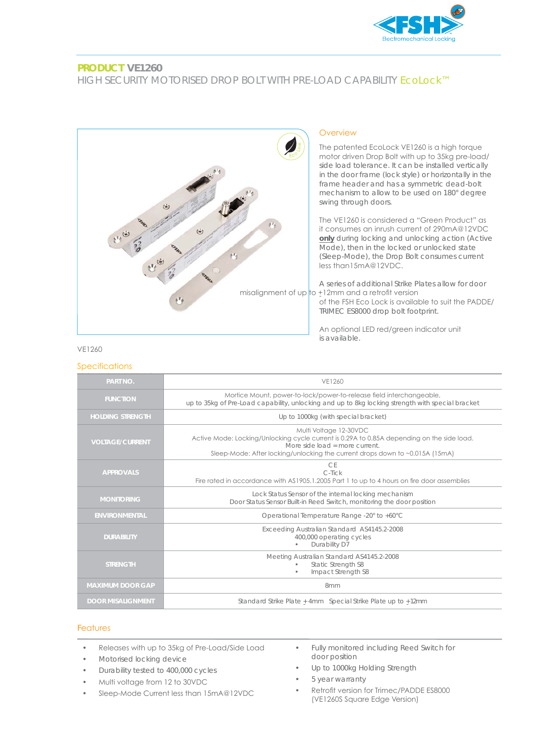# PRODUCT VE1260

## HIGH SECURITY MOTORISED DROP BOLT WITH PRE-LOAD CAPABILITY EcoLock™

### Overview

The patented EcoLock VE1260 is a high torque motor driven Drop Bolt with up to 35kg pre-load/ side load tolerance. It can be installed vertically in the door frame (lock style) or horizontally in the frame header and has a symmetric dead-bolt mechanism to allow to be used on 180° degree swing through doors.

The VE1260 is considered a "Green Product" as it consumes an inrush current of 290mA@12VDC **only** during locking and unlocking action (Active Mode), then in the locked or unlocked state (Sleep-Mode), the Drop Bolt consumes current less than15mA@12VDC.

A series of additional Strike Plates allow for door misalignment of up to ±12mm and a retrofit version of the FSH Eco Lock is available to suit the PADDE/ TRIMEC ES8000 drop bolt footprint.

An optional LED red/green indicator unit is available.

VE1260

### Specifications

| PART NO. | VE1260 |
|---|---|
| FUNCTION | Mortice Mount, power-to-lock/power-to-release field interchangeable, up to 35kg of Pre-Load capability, unlocking and up to 8kg locking strength with special bracket |
| HOLDING STRENGTH | Up to 1000kg (with special bracket) |
| VOLTAGE/CURRENT | Multi Voltage 12-30VDC<br>Active Mode: Locking/Unlocking cycle current is 0.29A to 0.85A depending on the side load.<br>More side load = more current.<br>Sleep-Mode: After locking/unlocking the current drops down to ~0.015A (15mA) |
| APPROVALS | CE<br>C-Tick<br>Fire rated in accordance with AS1905.1.2005 Part 1 to up to 4 hours on fire door assemblies |
| MONITORING | Lock Status Sensor of the internal locking mechanism<br>Door Status Sensor Built-in Reed Switch, monitoring the door position |
| ENVIRONMENTAL | Operational Temperature Range -20° to +60°C |
| DURABILITY | Exceeding Australian Standard AS4145.2-2008<br>400,000 operating cycles<br>• Durability D7 |
| STRENGTH | Meeting Australian Standard AS4145.2-2008<br>• Static Strength S8<br>• Impact Strength S8 |
| MAXIMUM DOOR GAP | 8mm |
| DOOR MISALIGNMENT | Standard Strike Plate ±4mm Special Strike Plate up to ±12mm |

### Features

- Releases with up to 35kg of Pre-Load/Side Load
- Motorised locking device
- Durability tested to 400,000 cycles
- Multi voltage from 12 to 30VDC
- Sleep-Mode Current less than 15mA@12VDC
- Fully monitored including Reed Switch for door position
- Up to 1000kg Holding Strength
- 5 year warranty
- Retrofit version for Trimec/PADDE ES8000 (VE1260S Square Edge Version)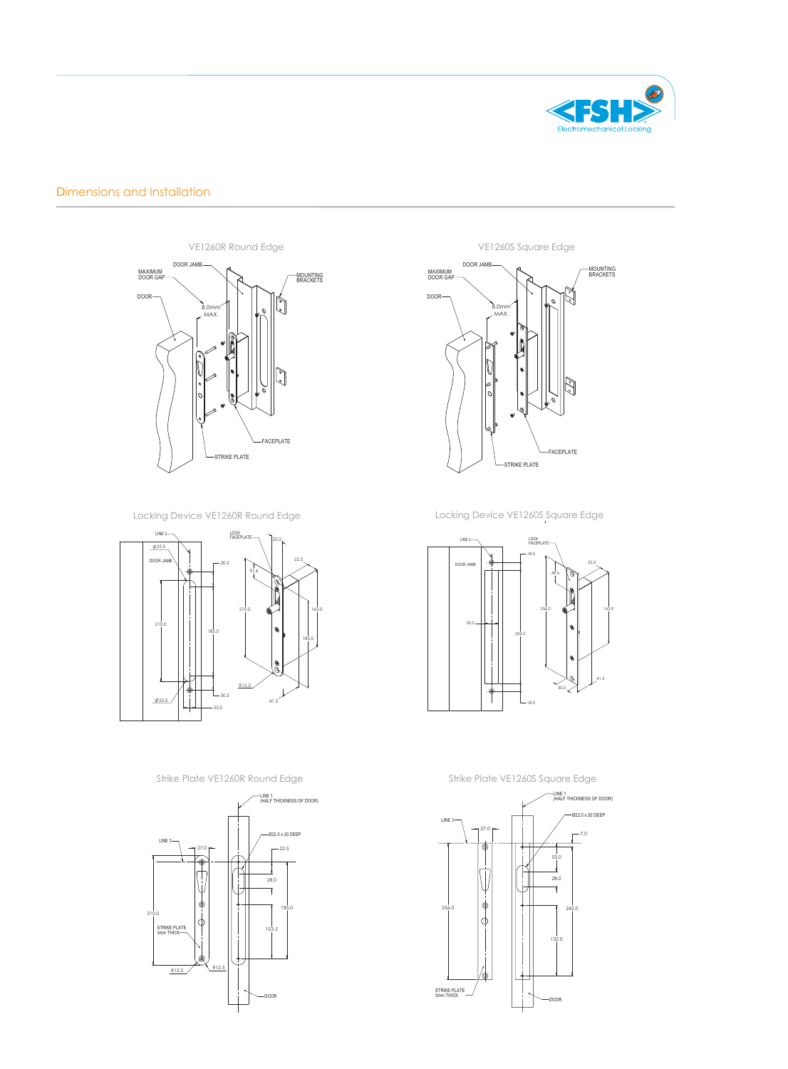# Dimensions and Installation

## VE1260R Round Edge

DOOR JAMB
MAXIMUM DOOR GAP
DOOR
8.0mm MAX.
MOUNTING BRACKETS
FACEPLATE
STRIKE PLATE

## VE1260S Square Edge

DOOR JAMB
MAXIMUM DOOR GAP
DOOR
8.0mm MAX.
MOUNTING BRACKETS
FACEPLATE
STRIKE PLATE

## Locking Device VE1260R Round Edge

LINE 2
Ø25.0
DOOR JAMB
LOCK FACEPLATE
25.0
30.5
31.6
22.5
210.0
185.0
163.0
185.0
210.0
R12.5
30.5
41.5
Ø25.0
25.0

## Locking Device VE1260S Square Edge

LINE 2
LOCK FACEPLATE
18.0
DOOR JAMB
49.5
22.5
30.0
256.0
163.0
256.0
41.5
30.0
18.0

## Strike Plate VE1260R Round Edge

LINE 1 (HALF THICKNESS OF DOOR)
Ø22.0 x 20 DEEP
LINE 3
27.0
22.5
28.0
210.0
185.0
103.5
STRIKE PLATE 3mm THICK
R12.5
R12.5
DOOR

## Strike Plate VE1260S Square Edge

LINE 1 (HALF THICKNESS OF DOOR)
Ø22.0 x 20 DEEP
LINE 3
27.0
7.0
53.0
28.0
256.0
242.0
132.0
STRIKE PLATE 3mm THICK
DOOR